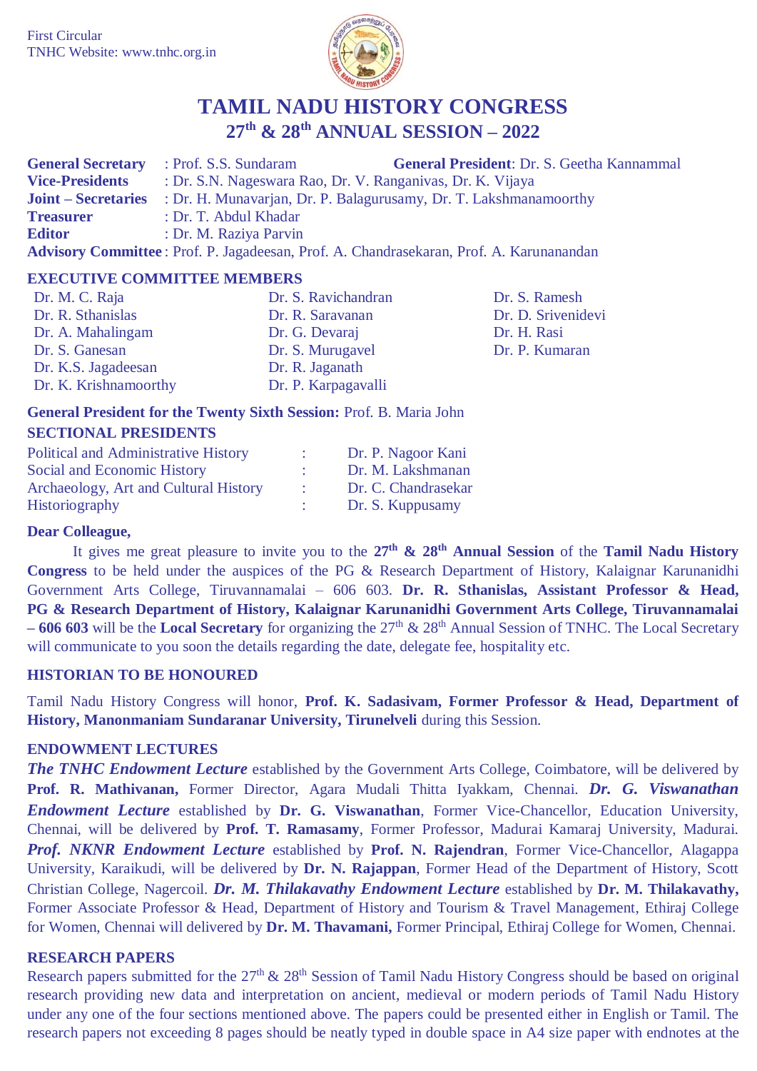First Circular
TNHC Website: www.tnhc.org.in

# TAMIL NADU HISTORY CONGRESS

## 27th & 28th ANNUAL SESSION – 2022

**General Secretary** : Prof. S.S. Sundaram **General President**: Dr. S. Geetha Kannammal
**Vice-Presidents** : Dr. S.N. Nageswara Rao, Dr. V. Ranganivas, Dr. K. Vijaya
**Joint – Secretaries** : Dr. H. Munavarjan, Dr. P. Balagurusamy, Dr. T. Lakshmanamoorthy
**Treasurer** : Dr. T. Abdul Khadar
**Editor** : Dr. M. Raziya Parvin
**Advisory Committee** : Prof. P. Jagadeesan, Prof. A. Chandrasekaran, Prof. A. Karunanandan

### EXECUTIVE COMMITTEE MEMBERS

Dr. M. C. Raja
Dr. R. Sthanislas
Dr. A. Mahalingam
Dr. S. Ganesan
Dr. K.S. Jagadeesan
Dr. K. Krishnamoorthy
Dr. S. Ravichandran
Dr. R. Saravanan
Dr. G. Devaraj
Dr. S. Murugavel
Dr. R. Jaganath
Dr. P. Karpagavalli
Dr. S. Ramesh
Dr. D. Srivenidevi
Dr. H. Rasi
Dr. P. Kumaran

**General President for the Twenty Sixth Session:** Prof. B. Maria John

### SECTIONAL PRESIDENTS

| | | |
|---|---|---|
| Political and Administrative History | : | Dr. P. Nagoor Kani |
| Social and Economic History | : | Dr. M. Lakshmanan |
| Archaeology, Art and Cultural History | : | Dr. C. Chandrasekar |
| Historiography | : | Dr. S. Kuppusamy |

**Dear Colleague,**

It gives me great pleasure to invite you to the **27th & 28th Annual Session** of the **Tamil Nadu History Congress** to be held under the auspices of the PG & Research Department of History, Kalaignar Karunanidhi Government Arts College, Tiruvannamalai – 606 603. **Dr. R. Sthanislas, Assistant Professor & Head, PG & Research Department of History, Kalaignar Karunanidhi Government Arts College, Tiruvannamalai – 606 603** will be the **Local Secretary** for organizing the 27th & 28th Annual Session of TNHC. The Local Secretary will communicate to you soon the details regarding the date, delegate fee, hospitality etc.

### HISTORIAN TO BE HONOURED

Tamil Nadu History Congress will honor, **Prof. K. Sadasivam, Former Professor & Head, Department of History, Manonmaniam Sundaranar University, Tirunelveli** during this Session.

### ENDOWMENT LECTURES

***The TNHC Endowment Lecture*** established by the Government Arts College, Coimbatore, will be delivered by **Prof. R. Mathivanan,** Former Director, Agara Mudali Thitta Iyakkam, Chennai. ***Dr. G. Viswanathan Endowment Lecture*** established by **Dr. G. Viswanathan**, Former Vice-Chancellor, Education University, Chennai, will be delivered by **Prof. T. Ramasamy**, Former Professor, Madurai Kamaraj University, Madurai. ***Prof. NKNR Endowment Lecture*** established by **Prof. N. Rajendran**, Former Vice-Chancellor, Alagappa University, Karaikudi, will be delivered by **Dr. N. Rajappan**, Former Head of the Department of History, Scott Christian College, Nagercoil. ***Dr. M. Thilakavathy Endowment Lecture*** established by **Dr. M. Thilakavathy,** Former Associate Professor & Head, Department of History and Tourism & Travel Management, Ethiraj College for Women, Chennai will delivered by **Dr. M. Thavamani,** Former Principal, Ethiraj College for Women, Chennai.

### RESEARCH PAPERS

Research papers submitted for the 27th & 28th Session of Tamil Nadu History Congress should be based on original research providing new data and interpretation on ancient, medieval or modern periods of Tamil Nadu History under any one of the four sections mentioned above. The papers could be presented either in English or Tamil. The research papers not exceeding 8 pages should be neatly typed in double space in A4 size paper with endnotes at the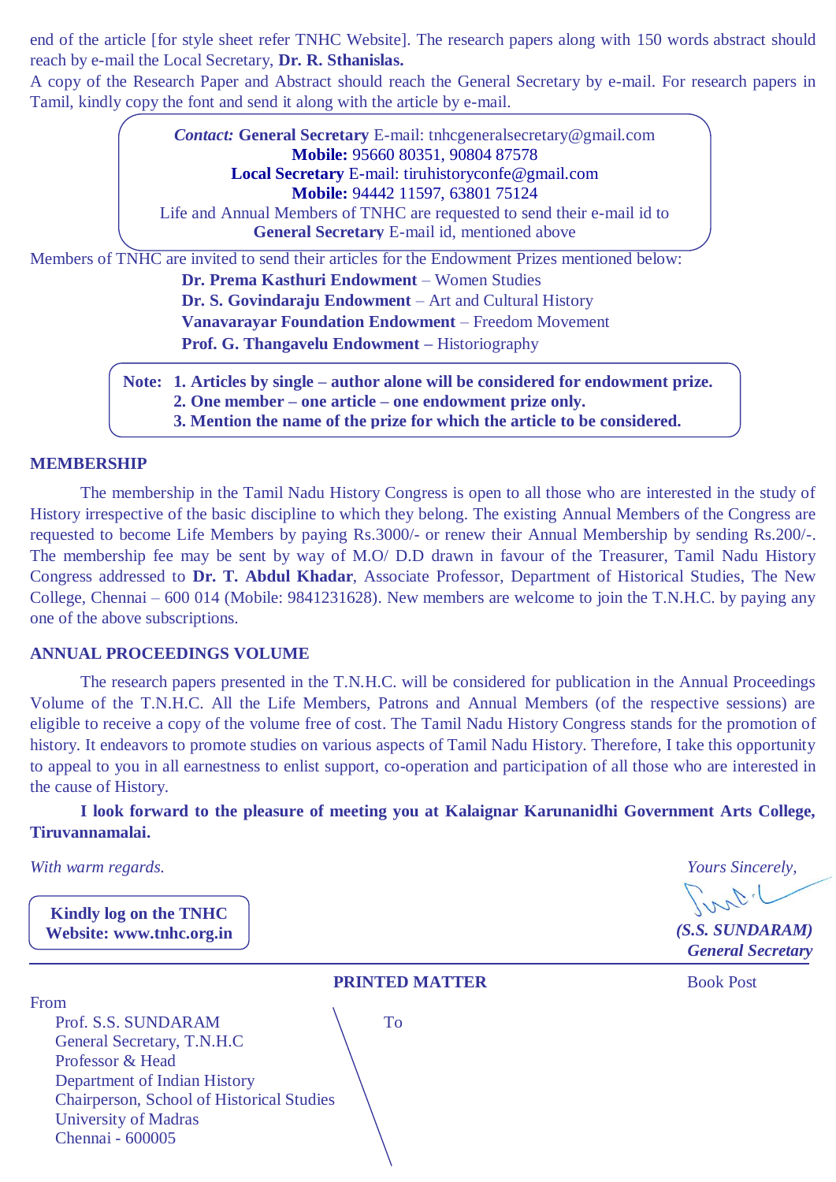end of the article [for style sheet refer TNHC Website]. The research papers along with 150 words abstract should reach by e-mail the Local Secretary, **Dr. R. Sthanislas.**

A copy of the Research Paper and Abstract should reach the General Secretary by e-mail. For research papers in Tamil, kindly copy the font and send it along with the article by e-mail.

*Contact:* **General Secretary** E-mail: tnhcgeneralsecretary@gmail.com
**Mobile:** 95660 80351, 90804 87578
**Local Secretary** E-mail: tiruhistoryconfe@gmail.com
**Mobile:** 94442 11597, 63801 75124
Life and Annual Members of TNHC are requested to send their e-mail id to **General Secretary** E-mail id, mentioned above

Members of TNHC are invited to send their articles for the Endowment Prizes mentioned below:

**Dr. Prema Kasthuri Endowment** – Women Studies
**Dr. S. Govindaraju Endowment** – Art and Cultural History
**Vanavarayar Foundation Endowment** – Freedom Movement
**Prof. G. Thangavelu Endowment –** Historiography

**Note:**
1. **Articles by single – author alone will be considered for endowment prize.**
2. **One member – one article – one endowment prize only.**
3. **Mention the name of the prize for which the article to be considered.**

## MEMBERSHIP

The membership in the Tamil Nadu History Congress is open to all those who are interested in the study of History irrespective of the basic discipline to which they belong. The existing Annual Members of the Congress are requested to become Life Members by paying Rs.3000/- or renew their Annual Membership by sending Rs.200/-. The membership fee may be sent by way of M.O/ D.D drawn in favour of the Treasurer, Tamil Nadu History Congress addressed to **Dr. T. Abdul Khadar**, Associate Professor, Department of Historical Studies, The New College, Chennai – 600 014 (Mobile: 9841231628). New members are welcome to join the T.N.H.C. by paying any one of the above subscriptions.

## ANNUAL PROCEEDINGS VOLUME

The research papers presented in the T.N.H.C. will be considered for publication in the Annual Proceedings Volume of the T.N.H.C. All the Life Members, Patrons and Annual Members (of the respective sessions) are eligible to receive a copy of the volume free of cost. The Tamil Nadu History Congress stands for the promotion of history. It endeavors to promote studies on various aspects of Tamil Nadu History. Therefore, I take this opportunity to appeal to you in all earnestness to enlist support, co-operation and participation of all those who are interested in the cause of History.

**I look forward to the pleasure of meeting you at Kalaignar Karunanidhi Government Arts College, Tiruvannamalai.**

*With warm regards.*

*Yours Sincerely,*

***(S.S. SUNDARAM)***
***General Secretary***

**Kindly log on the TNHC Website: www.tnhc.org.in**

**PRINTED MATTER** Book Post

From
Prof. S.S. SUNDARAM
General Secretary, T.N.H.C
Professor & Head
Department of Indian History
Chairperson, School of Historical Studies
University of Madras
Chennai - 600005

To